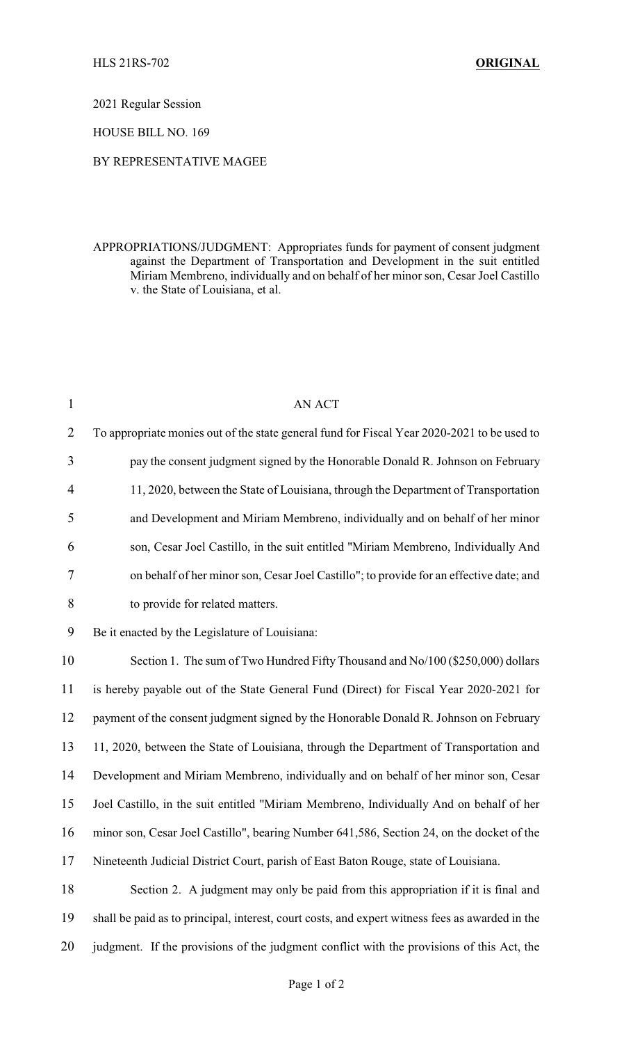HLS 21RS-702 **ORIGINAL**

2021 Regular Session

HOUSE BILL NO. 169

BY REPRESENTATIVE MAGEE

APPROPRIATIONS/JUDGMENT: Appropriates funds for payment of consent judgment against the Department of Transportation and Development in the suit entitled Miriam Membreno, individually and on behalf of her minor son, Cesar Joel Castillo v. the State of Louisiana, et al.

AN ACT

To appropriate monies out of the state general fund for Fiscal Year 2020-2021 to be used to pay the consent judgment signed by the Honorable Donald R. Johnson on February 11, 2020, between the State of Louisiana, through the Department of Transportation and Development and Miriam Membreno, individually and on behalf of her minor son, Cesar Joel Castillo, in the suit entitled "Miriam Membreno, Individually And on behalf of her minor son, Cesar Joel Castillo"; to provide for an effective date; and to provide for related matters.

Be it enacted by the Legislature of Louisiana:

Section 1. The sum of Two Hundred Fifty Thousand and No/100 ($250,000) dollars is hereby payable out of the State General Fund (Direct) for Fiscal Year 2020-2021 for payment of the consent judgment signed by the Honorable Donald R. Johnson on February 11, 2020, between the State of Louisiana, through the Department of Transportation and Development and Miriam Membreno, individually and on behalf of her minor son, Cesar Joel Castillo, in the suit entitled "Miriam Membreno, Individually And on behalf of her minor son, Cesar Joel Castillo", bearing Number 641,586, Section 24, on the docket of the Nineteenth Judicial District Court, parish of East Baton Rouge, state of Louisiana.

Section 2. A judgment may only be paid from this appropriation if it is final and shall be paid as to principal, interest, court costs, and expert witness fees as awarded in the judgment. If the provisions of the judgment conflict with the provisions of this Act, the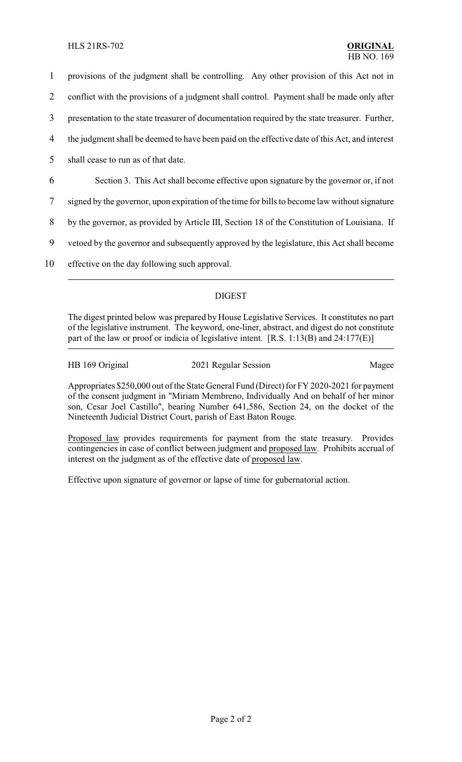provisions of the judgment shall be controlling. Any other provision of this Act not in conflict with the provisions of a judgment shall control. Payment shall be made only after presentation to the state treasurer of documentation required by the state treasurer. Further, the judgment shall be deemed to have been paid on the effective date of this Act, and interest shall cease to run as of that date.

Section 3. This Act shall become effective upon signature by the governor or, if not signed by the governor, upon expiration of the time for bills to become law without signature by the governor, as provided by Article III, Section 18 of the Constitution of Louisiana. If vetoed by the governor and subsequently approved by the legislature, this Act shall become effective on the day following such approval.

## DIGEST

The digest printed below was prepared by House Legislative Services. It constitutes no part of the legislative instrument. The keyword, one-liner, abstract, and digest do not constitute part of the law or proof or indicia of legislative intent. [R.S. 1:13(B) and 24:177(E)]

HB 169 Original — 2021 Regular Session — Magee

Appropriates $250,000 out of the State General Fund (Direct) for FY 2020-2021 for payment of the consent judgment in "Miriam Membreno, Individually And on behalf of her minor son, Cesar Joel Castillo", bearing Number 641,586, Section 24, on the docket of the Nineteenth Judicial District Court, parish of East Baton Rouge.

Proposed law provides requirements for payment from the state treasury. Provides contingencies in case of conflict between judgment and proposed law. Prohibits accrual of interest on the judgment as of the effective date of proposed law.

Effective upon signature of governor or lapse of time for gubernatorial action.